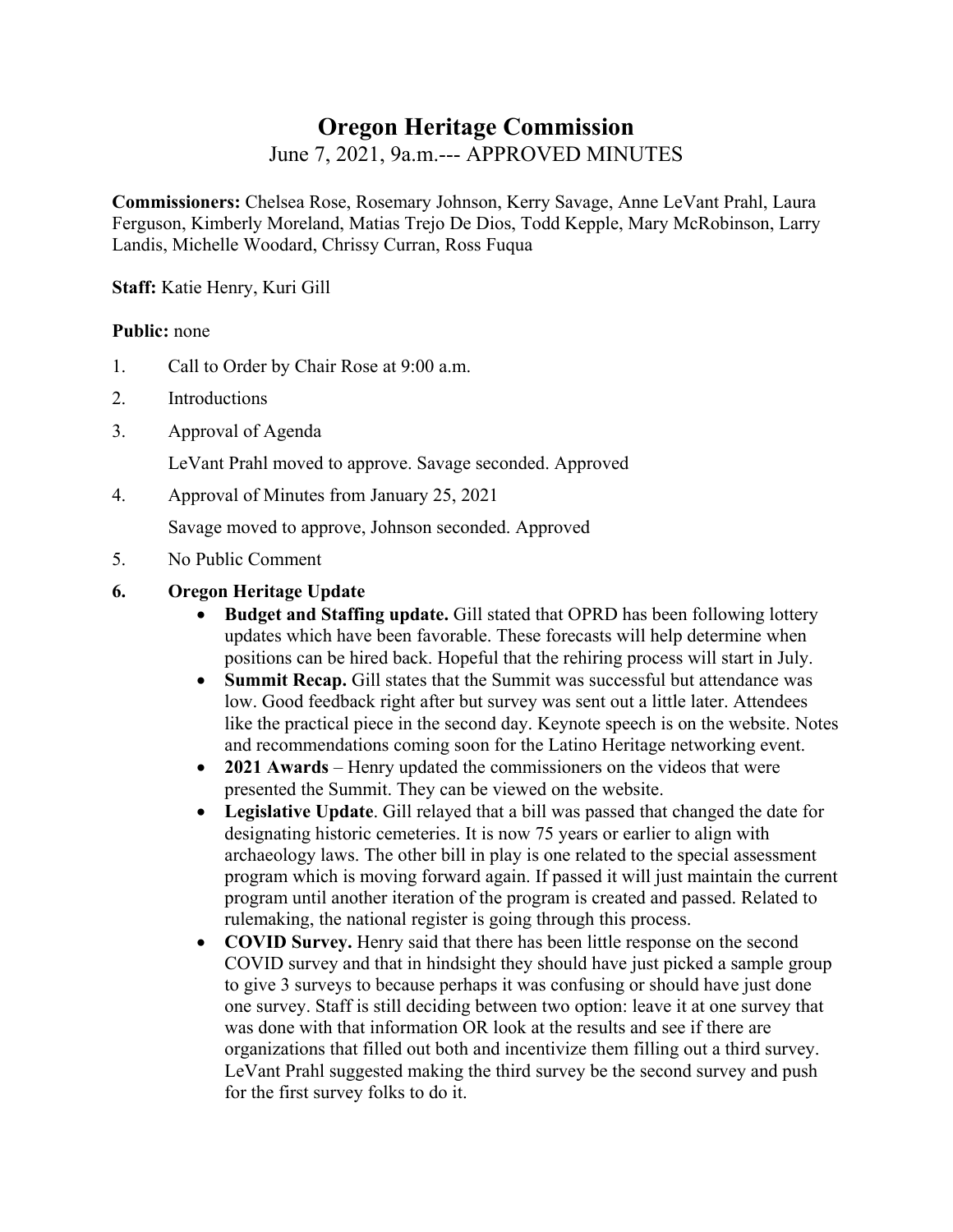# Oregon Heritage Commission

June 7, 2021, 9a.m.--- APPROVED MINUTES

**Commissioners:** Chelsea Rose, Rosemary Johnson, Kerry Savage, Anne LeVant Prahl, Laura Ferguson, Kimberly Moreland, Matias Trejo De Dios, Todd Kepple, Mary McRobinson, Larry Landis, Michelle Woodard, Chrissy Curran, Ross Fuqua

**Staff:** Katie Henry, Kuri Gill

**Public:** none

1. Call to Order by Chair Rose at 9:00 a.m.
2. Introductions
3. Approval of Agenda

   LeVant Prahl moved to approve. Savage seconded. Approved
4. Approval of Minutes from January 25, 2021

   Savage moved to approve, Johnson seconded. Approved
5. No Public Comment
6. **Oregon Heritage Update**
   - **Budget and Staffing update.** Gill stated that OPRD has been following lottery updates which have been favorable. These forecasts will help determine when positions can be hired back. Hopeful that the rehiring process will start in July.
   - **Summit Recap.** Gill states that the Summit was successful but attendance was low. Good feedback right after but survey was sent out a little later. Attendees like the practical piece in the second day. Keynote speech is on the website. Notes and recommendations coming soon for the Latino Heritage networking event.
   - **2021 Awards** – Henry updated the commissioners on the videos that were presented the Summit. They can be viewed on the website.
   - **Legislative Update**. Gill relayed that a bill was passed that changed the date for designating historic cemeteries. It is now 75 years or earlier to align with archaeology laws. The other bill in play is one related to the special assessment program which is moving forward again. If passed it will just maintain the current program until another iteration of the program is created and passed. Related to rulemaking, the national register is going through this process.
   - **COVID Survey.** Henry said that there has been little response on the second COVID survey and that in hindsight they should have just picked a sample group to give 3 surveys to because perhaps it was confusing or should have just done one survey. Staff is still deciding between two option: leave it at one survey that was done with that information OR look at the results and see if there are organizations that filled out both and incentivize them filling out a third survey. LeVant Prahl suggested making the third survey be the second survey and push for the first survey folks to do it.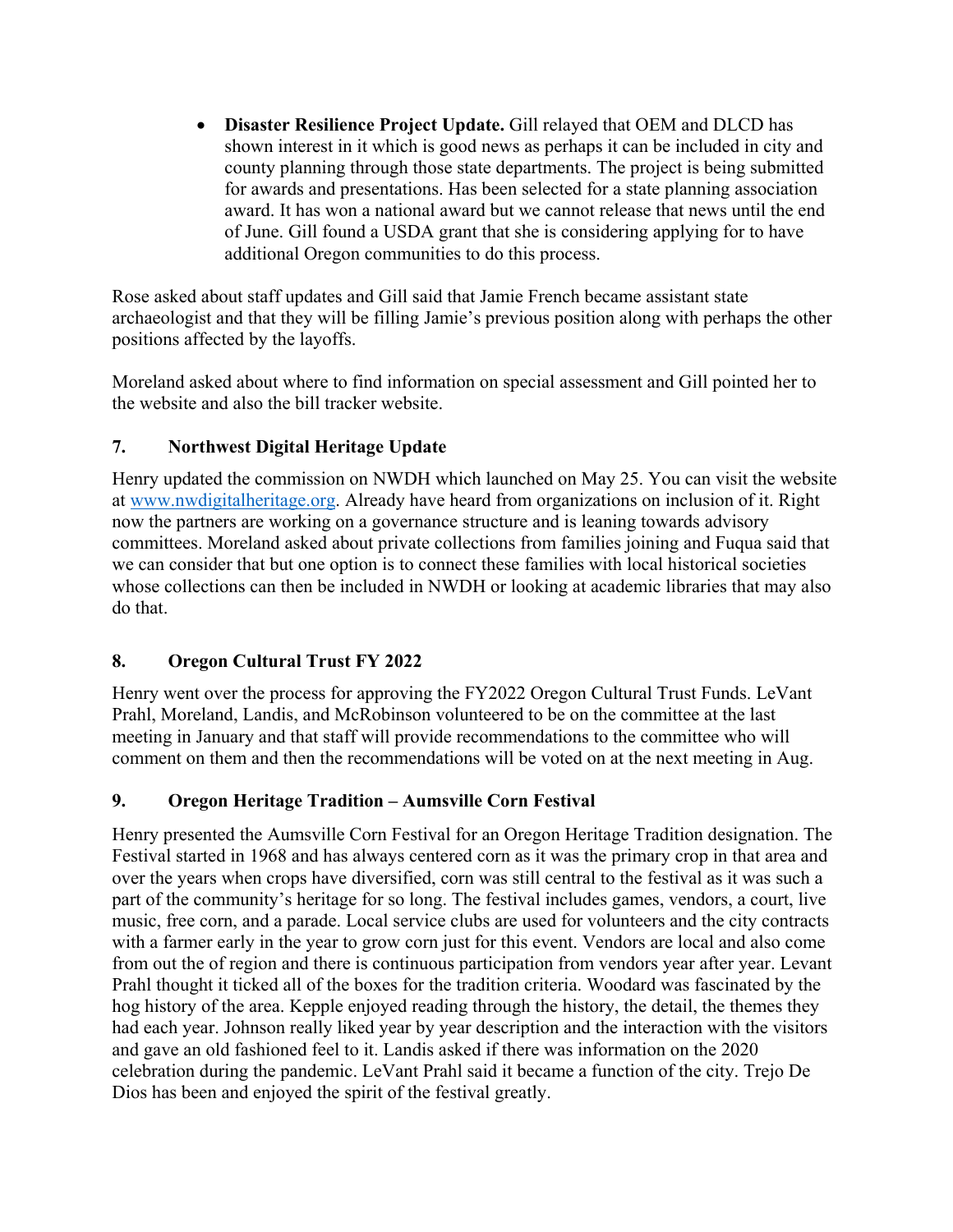- **Disaster Resilience Project Update.** Gill relayed that OEM and DLCD has shown interest in it which is good news as perhaps it can be included in city and county planning through those state departments. The project is being submitted for awards and presentations. Has been selected for a state planning association award. It has won a national award but we cannot release that news until the end of June. Gill found a USDA grant that she is considering applying for to have additional Oregon communities to do this process.

Rose asked about staff updates and Gill said that Jamie French became assistant state archaeologist and that they will be filling Jamie's previous position along with perhaps the other positions affected by the layoffs.

Moreland asked about where to find information on special assessment and Gill pointed her to the website and also the bill tracker website.

## 7. Northwest Digital Heritage Update

Henry updated the commission on NWDH which launched on May 25. You can visit the website at www.nwdigitalheritage.org. Already have heard from organizations on inclusion of it. Right now the partners are working on a governance structure and is leaning towards advisory committees. Moreland asked about private collections from families joining and Fuqua said that we can consider that but one option is to connect these families with local historical societies whose collections can then be included in NWDH or looking at academic libraries that may also do that.

## 8. Oregon Cultural Trust FY 2022

Henry went over the process for approving the FY2022 Oregon Cultural Trust Funds. LeVant Prahl, Moreland, Landis, and McRobinson volunteered to be on the committee at the last meeting in January and that staff will provide recommendations to the committee who will comment on them and then the recommendations will be voted on at the next meeting in Aug.

## 9. Oregon Heritage Tradition – Aumsville Corn Festival

Henry presented the Aumsville Corn Festival for an Oregon Heritage Tradition designation. The Festival started in 1968 and has always centered corn as it was the primary crop in that area and over the years when crops have diversified, corn was still central to the festival as it was such a part of the community's heritage for so long. The festival includes games, vendors, a court, live music, free corn, and a parade. Local service clubs are used for volunteers and the city contracts with a farmer early in the year to grow corn just for this event. Vendors are local and also come from out the of region and there is continuous participation from vendors year after year. Levant Prahl thought it ticked all of the boxes for the tradition criteria. Woodard was fascinated by the hog history of the area. Kepple enjoyed reading through the history, the detail, the themes they had each year. Johnson really liked year by year description and the interaction with the visitors and gave an old fashioned feel to it. Landis asked if there was information on the 2020 celebration during the pandemic. LeVant Prahl said it became a function of the city. Trejo De Dios has been and enjoyed the spirit of the festival greatly.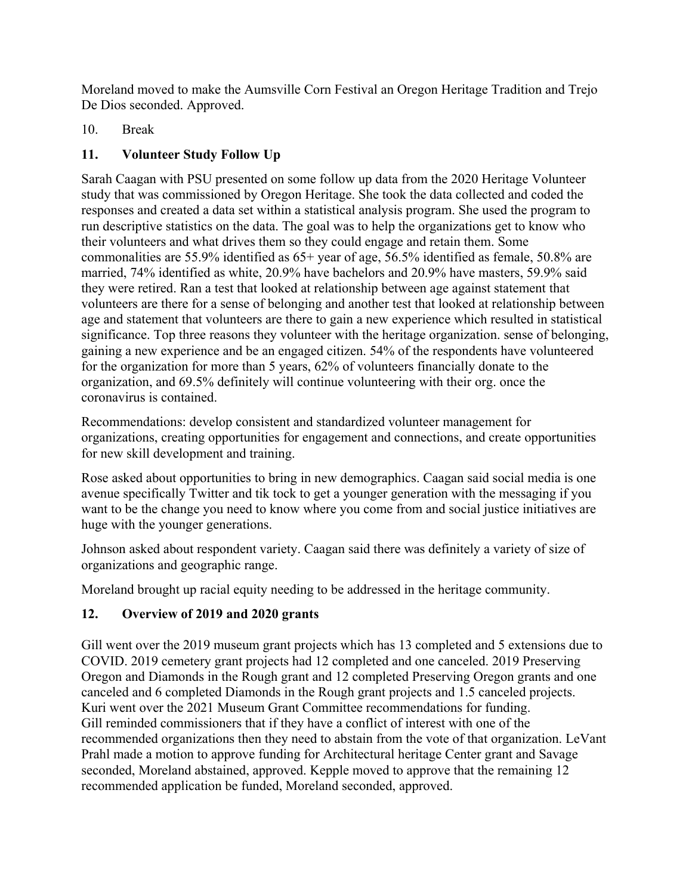Moreland moved to make the Aumsville Corn Festival an Oregon Heritage Tradition and Trejo De Dios seconded. Approved.

10. Break

## 11. Volunteer Study Follow Up

Sarah Caagan with PSU presented on some follow up data from the 2020 Heritage Volunteer study that was commissioned by Oregon Heritage. She took the data collected and coded the responses and created a data set within a statistical analysis program. She used the program to run descriptive statistics on the data. The goal was to help the organizations get to know who their volunteers and what drives them so they could engage and retain them. Some commonalities are 55.9% identified as 65+ year of age, 56.5% identified as female, 50.8% are married, 74% identified as white, 20.9% have bachelors and 20.9% have masters, 59.9% said they were retired. Ran a test that looked at relationship between age against statement that volunteers are there for a sense of belonging and another test that looked at relationship between age and statement that volunteers are there to gain a new experience which resulted in statistical significance. Top three reasons they volunteer with the heritage organization. sense of belonging, gaining a new experience and be an engaged citizen. 54% of the respondents have volunteered for the organization for more than 5 years, 62% of volunteers financially donate to the organization, and 69.5% definitely will continue volunteering with their org. once the coronavirus is contained.

Recommendations: develop consistent and standardized volunteer management for organizations, creating opportunities for engagement and connections, and create opportunities for new skill development and training.

Rose asked about opportunities to bring in new demographics. Caagan said social media is one avenue specifically Twitter and tik tock to get a younger generation with the messaging if you want to be the change you need to know where you come from and social justice initiatives are huge with the younger generations.

Johnson asked about respondent variety. Caagan said there was definitely a variety of size of organizations and geographic range.

Moreland brought up racial equity needing to be addressed in the heritage community.

## 12. Overview of 2019 and 2020 grants

Gill went over the 2019 museum grant projects which has 13 completed and 5 extensions due to COVID. 2019 cemetery grant projects had 12 completed and one canceled. 2019 Preserving Oregon and Diamonds in the Rough grant and 12 completed Preserving Oregon grants and one canceled and 6 completed Diamonds in the Rough grant projects and 1.5 canceled projects. Kuri went over the 2021 Museum Grant Committee recommendations for funding. Gill reminded commissioners that if they have a conflict of interest with one of the recommended organizations then they need to abstain from the vote of that organization. LeVant Prahl made a motion to approve funding for Architectural heritage Center grant and Savage seconded, Moreland abstained, approved. Kepple moved to approve that the remaining 12 recommended application be funded, Moreland seconded, approved.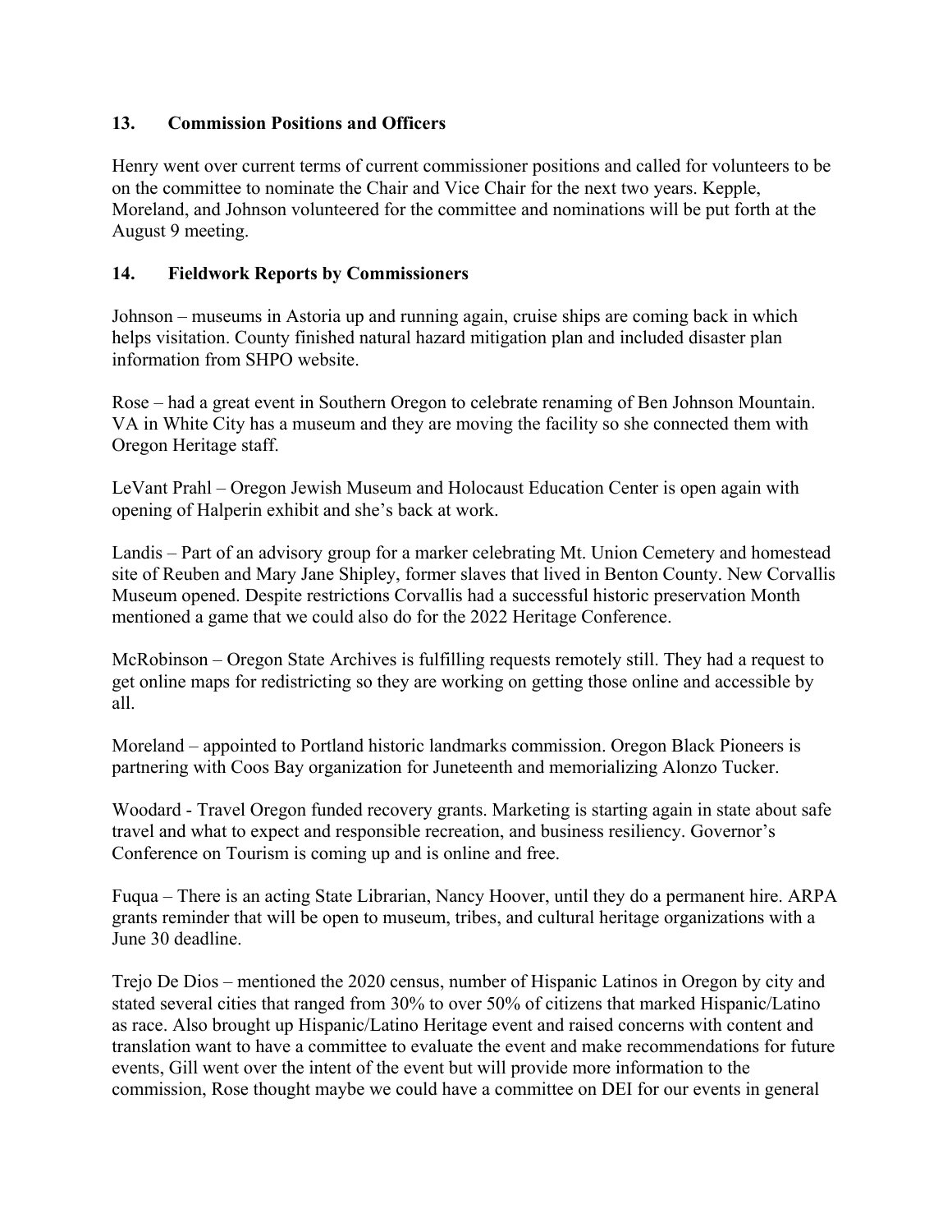## 13. Commission Positions and Officers

Henry went over current terms of current commissioner positions and called for volunteers to be on the committee to nominate the Chair and Vice Chair for the next two years. Kepple, Moreland, and Johnson volunteered for the committee and nominations will be put forth at the August 9 meeting.

## 14. Fieldwork Reports by Commissioners

Johnson – museums in Astoria up and running again, cruise ships are coming back in which helps visitation. County finished natural hazard mitigation plan and included disaster plan information from SHPO website.

Rose – had a great event in Southern Oregon to celebrate renaming of Ben Johnson Mountain. VA in White City has a museum and they are moving the facility so she connected them with Oregon Heritage staff.

LeVant Prahl – Oregon Jewish Museum and Holocaust Education Center is open again with opening of Halperin exhibit and she's back at work.

Landis – Part of an advisory group for a marker celebrating Mt. Union Cemetery and homestead site of Reuben and Mary Jane Shipley, former slaves that lived in Benton County. New Corvallis Museum opened. Despite restrictions Corvallis had a successful historic preservation Month mentioned a game that we could also do for the 2022 Heritage Conference.

McRobinson – Oregon State Archives is fulfilling requests remotely still. They had a request to get online maps for redistricting so they are working on getting those online and accessible by all.

Moreland – appointed to Portland historic landmarks commission. Oregon Black Pioneers is partnering with Coos Bay organization for Juneteenth and memorializing Alonzo Tucker.

Woodard - Travel Oregon funded recovery grants. Marketing is starting again in state about safe travel and what to expect and responsible recreation, and business resiliency. Governor's Conference on Tourism is coming up and is online and free.

Fuqua – There is an acting State Librarian, Nancy Hoover, until they do a permanent hire. ARPA grants reminder that will be open to museum, tribes, and cultural heritage organizations with a June 30 deadline.

Trejo De Dios – mentioned the 2020 census, number of Hispanic Latinos in Oregon by city and stated several cities that ranged from 30% to over 50% of citizens that marked Hispanic/Latino as race. Also brought up Hispanic/Latino Heritage event and raised concerns with content and translation want to have a committee to evaluate the event and make recommendations for future events, Gill went over the intent of the event but will provide more information to the commission, Rose thought maybe we could have a committee on DEI for our events in general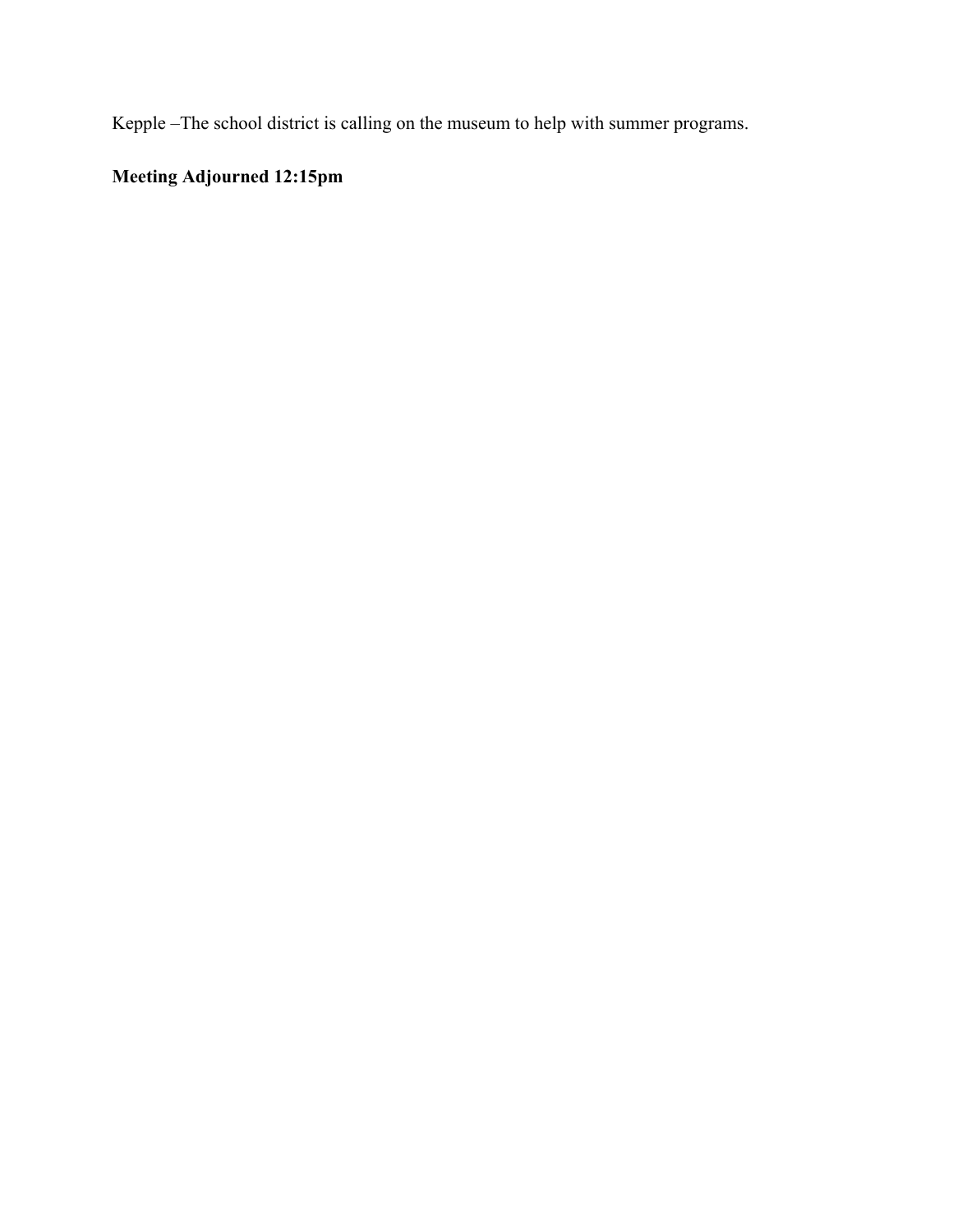Kepple –The school district is calling on the museum to help with summer programs.

**Meeting Adjourned 12:15pm**